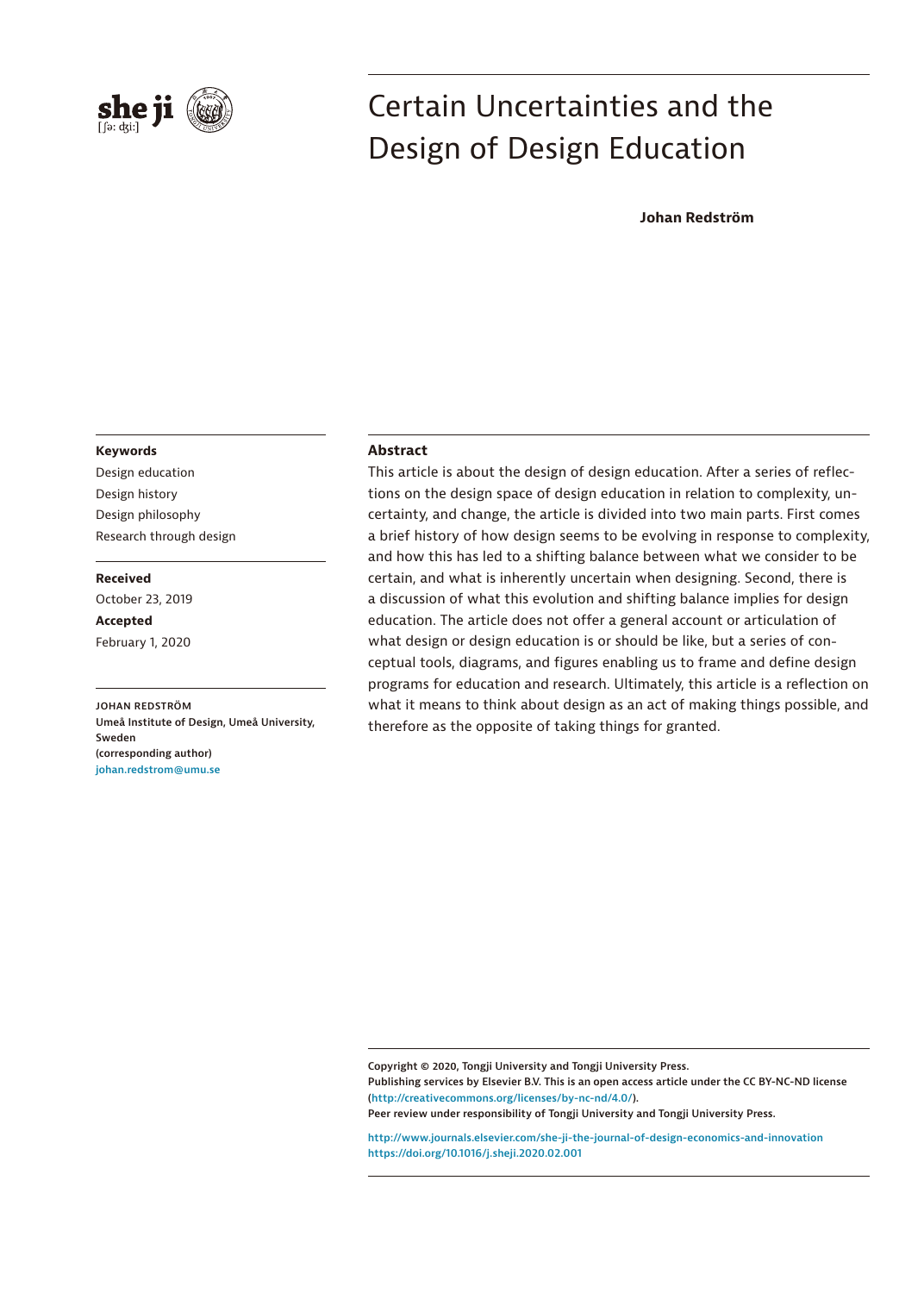# Certain Uncertainties and the Design of Design Education

**Johan Redström**

**Keywords**

Design education

Design history

Design philosophy

Research through design

**Received**

October 23, 2019

**Accepted**

February 1, 2020

JOHAN REDSTRÖM

**Umeå Institute of Design, Umeå University, Sweden**

**(corresponding author)**

johan.redstrom@umu.se

**Abstract**

This article is about the design of design education. After a series of reflections on the design space of design education in relation to complexity, uncertainty, and change, the article is divided into two main parts. First comes a brief history of how design seems to be evolving in response to complexity, and how this has led to a shifting balance between what we consider to be certain, and what is inherently uncertain when designing. Second, there is a discussion of what this evolution and shifting balance implies for design education. The article does not offer a general account or articulation of what design or design education is or should be like, but a series of conceptual tools, diagrams, and figures enabling us to frame and define design programs for education and research. Ultimately, this article is a reflection on what it means to think about design as an act of making things possible, and therefore as the opposite of taking things for granted.

Copyright © 2020, Tongji University and Tongji University Press.
Publishing services by Elsevier B.V. This is an open access article under the CC BY-NC-ND license (http://creativecommons.org/licenses/by-nc-nd/4.0/).
Peer review under responsibility of Tongji University and Tongji University Press.

http://www.journals.elsevier.com/she-ji-the-journal-of-design-economics-and-innovation
https://doi.org/10.1016/j.sheji.2020.02.001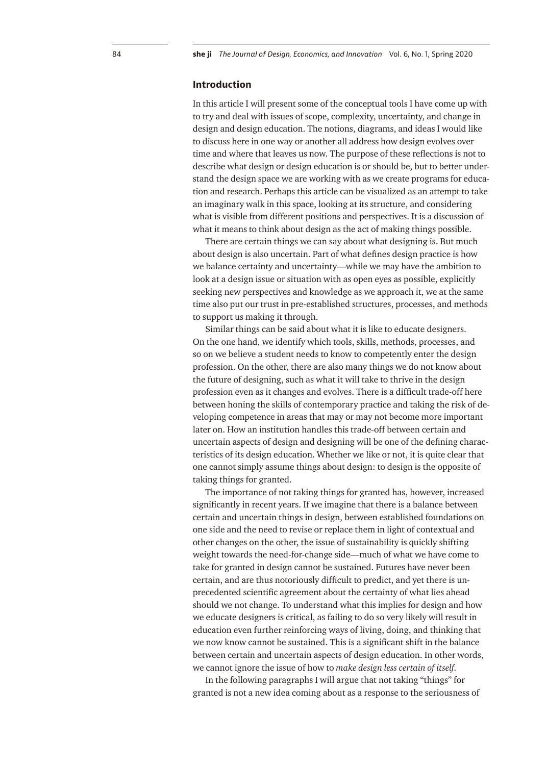## Introduction

In this article I will present some of the conceptual tools I have come up with to try and deal with issues of scope, complexity, uncertainty, and change in design and design education. The notions, diagrams, and ideas I would like to discuss here in one way or another all address how design evolves over time and where that leaves us now. The purpose of these reflections is not to describe what design or design education is or should be, but to better understand the design space we are working with as we create programs for education and research. Perhaps this article can be visualized as an attempt to take an imaginary walk in this space, looking at its structure, and considering what is visible from different positions and perspectives. It is a discussion of what it means to think about design as the act of making things possible.

There are certain things we can say about what designing is. But much about design is also uncertain. Part of what defines design practice is how we balance certainty and uncertainty—while we may have the ambition to look at a design issue or situation with as open eyes as possible, explicitly seeking new perspectives and knowledge as we approach it, we at the same time also put our trust in pre-established structures, processes, and methods to support us making it through.

Similar things can be said about what it is like to educate designers. On the one hand, we identify which tools, skills, methods, processes, and so on we believe a student needs to know to competently enter the design profession. On the other, there are also many things we do not know about the future of designing, such as what it will take to thrive in the design profession even as it changes and evolves. There is a difficult trade-off here between honing the skills of contemporary practice and taking the risk of developing competence in areas that may or may not become more important later on. How an institution handles this trade-off between certain and uncertain aspects of design and designing will be one of the defining characteristics of its design education. Whether we like or not, it is quite clear that one cannot simply assume things about design: to design is the opposite of taking things for granted.

The importance of not taking things for granted has, however, increased significantly in recent years. If we imagine that there is a balance between certain and uncertain things in design, between established foundations on one side and the need to revise or replace them in light of contextual and other changes on the other, the issue of sustainability is quickly shifting weight towards the need-for-change side—much of what we have come to take for granted in design cannot be sustained. Futures have never been certain, and are thus notoriously difficult to predict, and yet there is unprecedented scientific agreement about the certainty of what lies ahead should we not change. To understand what this implies for design and how we educate designers is critical, as failing to do so very likely will result in education even further reinforcing ways of living, doing, and thinking that we now know cannot be sustained. This is a significant shift in the balance between certain and uncertain aspects of design education. In other words, we cannot ignore the issue of how to *make design less certain of itself*.

In the following paragraphs I will argue that not taking "things" for granted is not a new idea coming about as a response to the seriousness of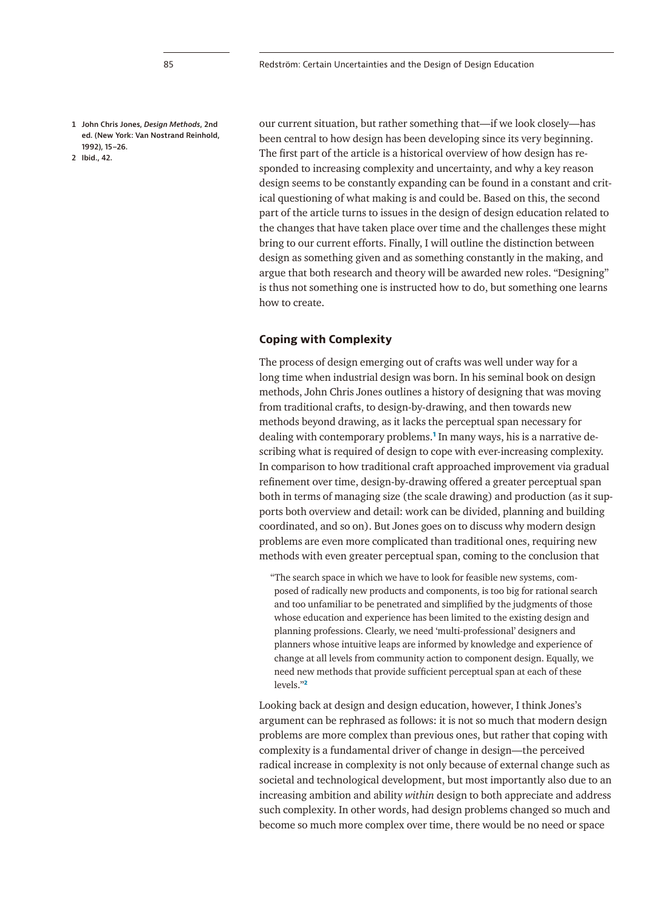our current situation, but rather something that—if we look closely—has been central to how design has been developing since its very beginning. The first part of the article is a historical overview of how design has responded to increasing complexity and uncertainty, and why a key reason design seems to be constantly expanding can be found in a constant and critical questioning of what making is and could be. Based on this, the second part of the article turns to issues in the design of design education related to the changes that have taken place over time and the challenges these might bring to our current efforts. Finally, I will outline the distinction between design as something given and as something constantly in the making, and argue that both research and theory will be awarded new roles. "Designing" is thus not something one is instructed how to do, but something one learns how to create.

## Coping with Complexity

The process of design emerging out of crafts was well under way for a long time when industrial design was born. In his seminal book on design methods, John Chris Jones outlines a history of designing that was moving from traditional crafts, to design-by-drawing, and then towards new methods beyond drawing, as it lacks the perceptual span necessary for dealing with contemporary problems.[1] In many ways, his is a narrative describing what is required of design to cope with ever-increasing complexity. In comparison to how traditional craft approached improvement via gradual refinement over time, design-by-drawing offered a greater perceptual span both in terms of managing size (the scale drawing) and production (as it supports both overview and detail: work can be divided, planning and building coordinated, and so on). But Jones goes on to discuss why modern design problems are even more complicated than traditional ones, requiring new methods with even greater perceptual span, coming to the conclusion that

> "The search space in which we have to look for feasible new systems, composed of radically new products and components, is too big for rational search and too unfamiliar to be penetrated and simplified by the judgments of those whose education and experience has been limited to the existing design and planning professions. Clearly, we need 'multi-professional' designers and planners whose intuitive leaps are informed by knowledge and experience of change at all levels from community action to component design. Equally, we need new methods that provide sufficient perceptual span at each of these levels."[2]

Looking back at design and design education, however, I think Jones's argument can be rephrased as follows: it is not so much that modern design problems are more complex than previous ones, but rather that coping with complexity is a fundamental driver of change in design—the perceived radical increase in complexity is not only because of external change such as societal and technological development, but most importantly also due to an increasing ambition and ability *within* design to both appreciate and address such complexity. In other words, had design problems changed so much and become so much more complex over time, there would be no need or space

1 John Chris Jones, *Design Methods*, 2nd ed. (New York: Van Nostrand Reinhold, 1992), 15–26.

2 Ibid., 42.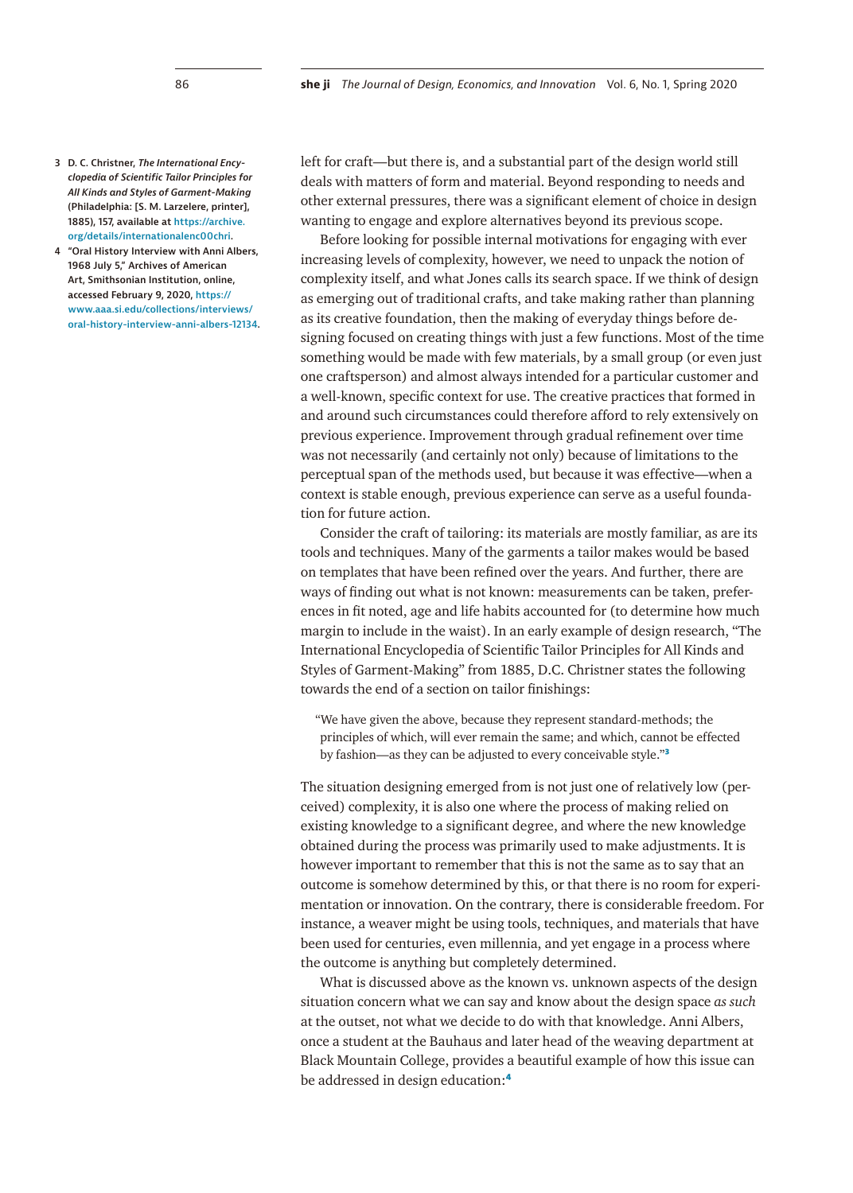left for craft—but there is, and a substantial part of the design world still deals with matters of form and material. Beyond responding to needs and other external pressures, there was a significant element of choice in design wanting to engage and explore alternatives beyond its previous scope.

Before looking for possible internal motivations for engaging with ever increasing levels of complexity, however, we need to unpack the notion of complexity itself, and what Jones calls its search space. If we think of design as emerging out of traditional crafts, and take making rather than planning as its creative foundation, then the making of everyday things before designing focused on creating things with just a few functions. Most of the time something would be made with few materials, by a small group (or even just one craftsperson) and almost always intended for a particular customer and a well-known, specific context for use. The creative practices that formed in and around such circumstances could therefore afford to rely extensively on previous experience. Improvement through gradual refinement over time was not necessarily (and certainly not only) because of limitations to the perceptual span of the methods used, but because it was effective—when a context is stable enough, previous experience can serve as a useful foundation for future action.

Consider the craft of tailoring: its materials are mostly familiar, as are its tools and techniques. Many of the garments a tailor makes would be based on templates that have been refined over the years. And further, there are ways of finding out what is not known: measurements can be taken, preferences in fit noted, age and life habits accounted for (to determine how much margin to include in the waist). In an early example of design research, "The International Encyclopedia of Scientific Tailor Principles for All Kinds and Styles of Garment-Making" from 1885, D.C. Christner states the following towards the end of a section on tailor finishings:

> "We have given the above, because they represent standard-methods; the principles of which, will ever remain the same; and which, cannot be effected by fashion—as they can be adjusted to every conceivable style."[3]

The situation designing emerged from is not just one of relatively low (perceived) complexity, it is also one where the process of making relied on existing knowledge to a significant degree, and where the new knowledge obtained during the process was primarily used to make adjustments. It is however important to remember that this is not the same as to say that an outcome is somehow determined by this, or that there is no room for experimentation or innovation. On the contrary, there is considerable freedom. For instance, a weaver might be using tools, techniques, and materials that have been used for centuries, even millennia, and yet engage in a process where the outcome is anything but completely determined.

What is discussed above as the known vs. unknown aspects of the design situation concern what we can say and know about the design space *as such* at the outset, not what we decide to do with that knowledge. Anni Albers, once a student at the Bauhaus and later head of the weaving department at Black Mountain College, provides a beautiful example of how this issue can be addressed in design education:[4]

---

3 D. C. Christner, *The International Encyclopedia of Scientific Tailor Principles for All Kinds and Styles of Garment-Making* (Philadelphia: [S. M. Larzelere, printer], 1885), 157, available at https://archive.org/details/internationalenc00chri.

4 "Oral History Interview with Anni Albers, 1968 July 5," Archives of American Art, Smithsonian Institution, online, accessed February 9, 2020, https://www.aaa.si.edu/collections/interviews/oral-history-interview-anni-albers-12134.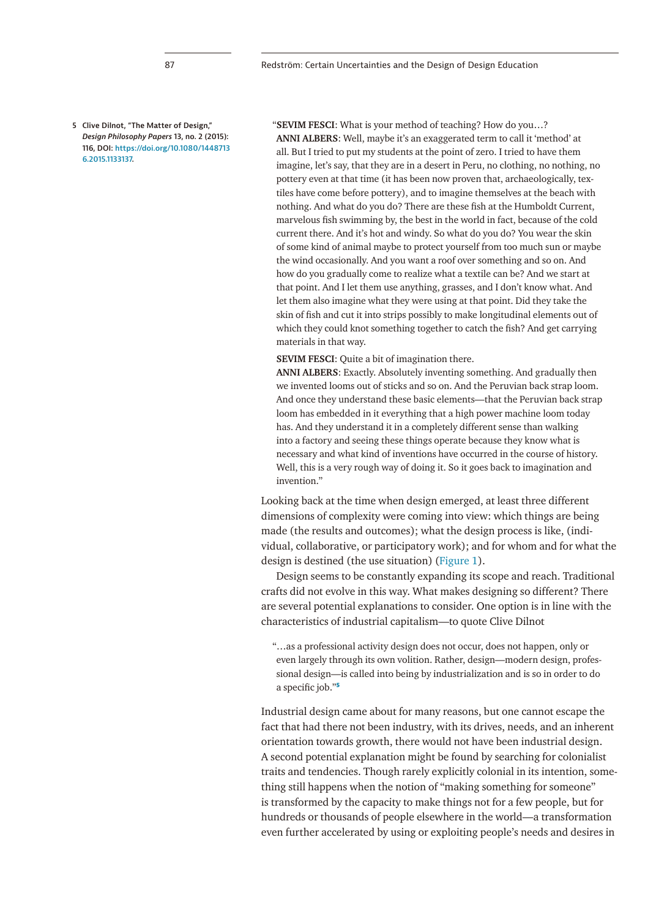"**SEVIM FESCI**: What is your method of teaching? How do you…?
**ANNI ALBERS**: Well, maybe it's an exaggerated term to call it 'method' at all. But I tried to put my students at the point of zero. I tried to have them imagine, let's say, that they are in a desert in Peru, no clothing, no nothing, no pottery even at that time (it has been now proven that, archaeologically, textiles have come before pottery), and to imagine themselves at the beach with nothing. And what do you do? There are these fish at the Humboldt Current, marvelous fish swimming by, the best in the world in fact, because of the cold current there. And it's hot and windy. So what do you do? You wear the skin of some kind of animal maybe to protect yourself from too much sun or maybe the wind occasionally. And you want a roof over something and so on. And how do you gradually come to realize what a textile can be? And we start at that point. And I let them use anything, grasses, and I don't know what. And let them also imagine what they were using at that point. Did they take the skin of fish and cut it into strips possibly to make longitudinal elements out of which they could knot something together to catch the fish? And get carrying materials in that way.

**SEVIM FESCI**: Quite a bit of imagination there.
**ANNI ALBERS**: Exactly. Absolutely inventing something. And gradually then we invented looms out of sticks and so on. And the Peruvian back strap loom. And once they understand these basic elements—that the Peruvian back strap loom has embedded in it everything that a high power machine loom today has. And they understand it in a completely different sense than walking into a factory and seeing these things operate because they know what is necessary and what kind of inventions have occurred in the course of history. Well, this is a very rough way of doing it. So it goes back to imagination and invention."

Looking back at the time when design emerged, at least three different dimensions of complexity were coming into view: which things are being made (the results and outcomes); what the design process is like, (individual, collaborative, or participatory work); and for whom and for what the design is destined (the use situation) (Figure 1).

Design seems to be constantly expanding its scope and reach. Traditional crafts did not evolve in this way. What makes designing so different? There are several potential explanations to consider. One option is in line with the characteristics of industrial capitalism—to quote Clive Dilnot

> "…as a professional activity design does not occur, does not happen, only or even largely through its own volition. Rather, design—modern design, professional design—is called into being by industrialization and is so in order to do a specific job."[5]

Industrial design came about for many reasons, but one cannot escape the fact that had there not been industry, with its drives, needs, and an inherent orientation towards growth, there would not have been industrial design. A second potential explanation might be found by searching for colonialist traits and tendencies. Though rarely explicitly colonial in its intention, something still happens when the notion of "making something for someone" is transformed by the capacity to make things not for a few people, but for hundreds or thousands of people elsewhere in the world—a transformation even further accelerated by using or exploiting people's needs and desires in

5 Clive Dilnot, "The Matter of Design," *Design Philosophy Papers* 13, no. 2 (2015): 116, DOI: https://doi.org/10.1080/14487136.2015.1133137.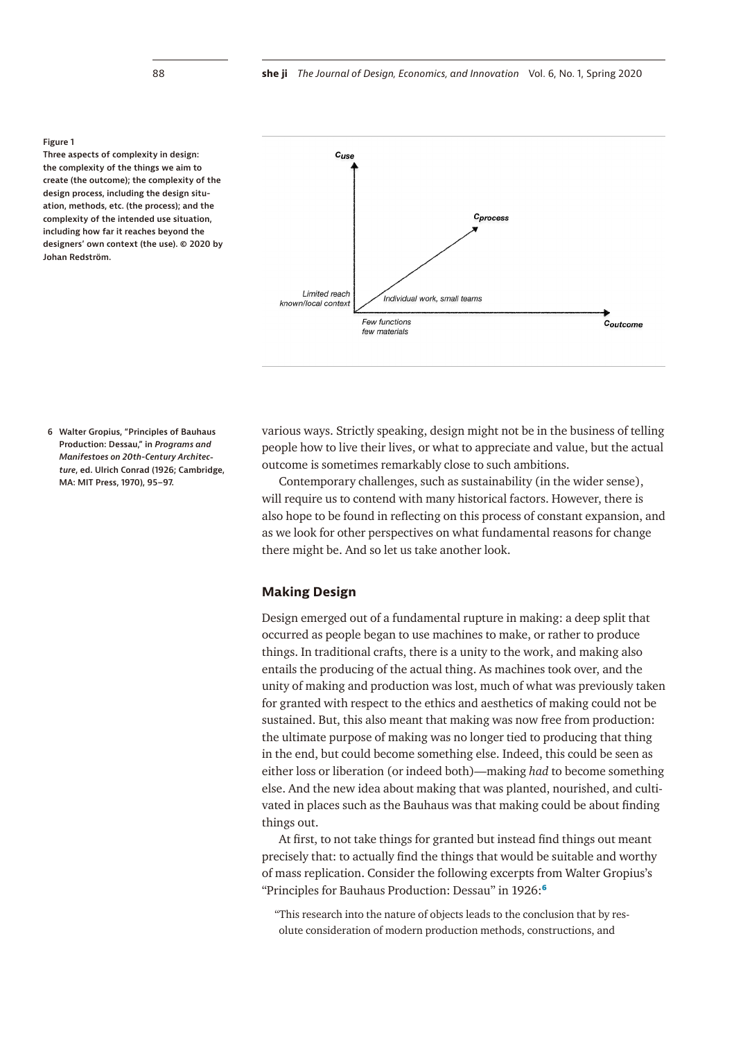Figure 1

**Three aspects of complexity in design: the complexity of the things we aim to create (the outcome); the complexity of the design process, including the design situation, methods, etc. (the process); and the complexity of the intended use situation, including how far it reaches beyond the designers' own context (the use). © 2020 by Johan Redström.**

$c_{use}$

$c_{process}$

Limited reach
known/local context

Individual work, small teams

Few functions
few materials

$c_{outcome}$

various ways. Strictly speaking, design might not be in the business of telling people how to live their lives, or what to appreciate and value, but the actual outcome is sometimes remarkably close to such ambitions.

Contemporary challenges, such as sustainability (in the wider sense), will require us to contend with many historical factors. However, there is also hope to be found in reflecting on this process of constant expansion, and as we look for other perspectives on what fundamental reasons for change there might be. And so let us take another look.

## Making Design

Design emerged out of a fundamental rupture in making: a deep split that occurred as people began to use machines to make, or rather to produce things. In traditional crafts, there is a unity to the work, and making also entails the producing of the actual thing. As machines took over, and the unity of making and production was lost, much of what was previously taken for granted with respect to the ethics and aesthetics of making could not be sustained. But, this also meant that making was now free from production: the ultimate purpose of making was no longer tied to producing that thing in the end, but could become something else. Indeed, this could be seen as either loss or liberation (or indeed both)—making *had* to become something else. And the new idea about making that was planted, nourished, and cultivated in places such as the Bauhaus was that making could be about finding things out.

At first, to not take things for granted but instead find things out meant precisely that: to actually find the things that would be suitable and worthy of mass replication. Consider the following excerpts from Walter Gropius's "Principles for Bauhaus Production: Dessau" in 1926:[6]

> "This research into the nature of objects leads to the conclusion that by resolute consideration of modern production methods, constructions, and

6 Walter Gropius, "Principles of Bauhaus Production: Dessau," in *Programs and Manifestoes on 20th-Century Architecture*, ed. Ulrich Conrad (1926; Cambridge, MA: MIT Press, 1970), 95–97.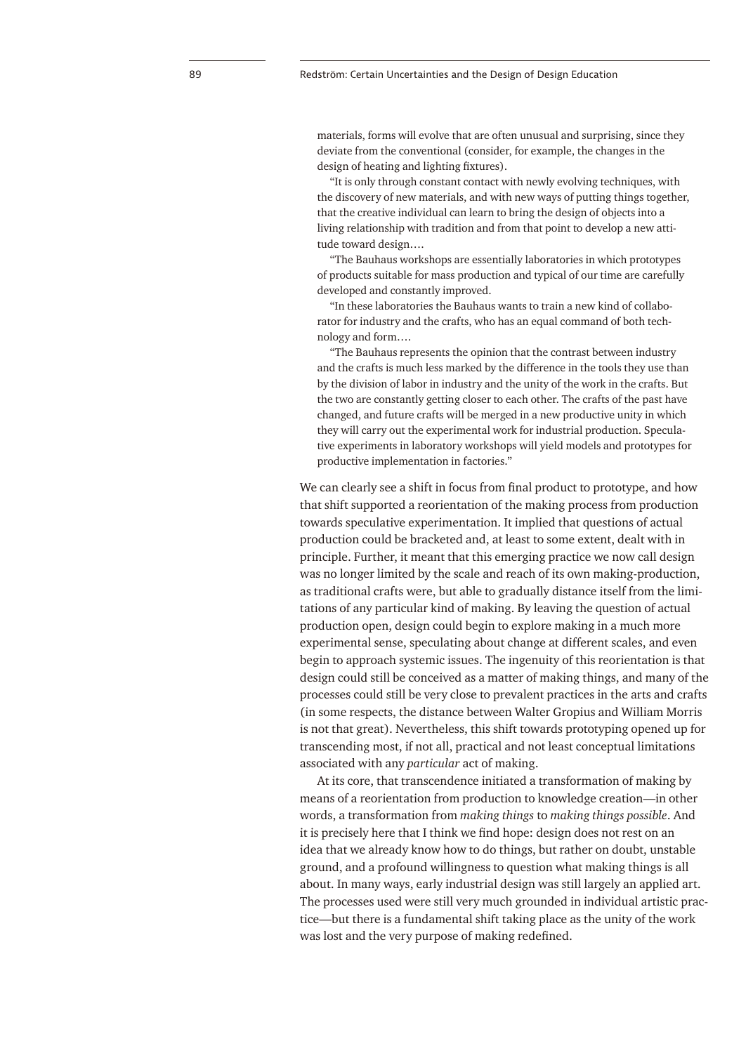> materials, forms will evolve that are often unusual and surprising, since they deviate from the conventional (consider, for example, the changes in the design of heating and lighting fixtures).
>
> "It is only through constant contact with newly evolving techniques, with the discovery of new materials, and with new ways of putting things together, that the creative individual can learn to bring the design of objects into a living relationship with tradition and from that point to develop a new attitude toward design....
>
> "The Bauhaus workshops are essentially laboratories in which prototypes of products suitable for mass production and typical of our time are carefully developed and constantly improved.
>
> "In these laboratories the Bauhaus wants to train a new kind of collaborator for industry and the crafts, who has an equal command of both technology and form....
>
> "The Bauhaus represents the opinion that the contrast between industry and the crafts is much less marked by the difference in the tools they use than by the division of labor in industry and the unity of the work in the crafts. But the two are constantly getting closer to each other. The crafts of the past have changed, and future crafts will be merged in a new productive unity in which they will carry out the experimental work for industrial production. Speculative experiments in laboratory workshops will yield models and prototypes for productive implementation in factories."

We can clearly see a shift in focus from final product to prototype, and how that shift supported a reorientation of the making process from production towards speculative experimentation. It implied that questions of actual production could be bracketed and, at least to some extent, dealt with in principle. Further, it meant that this emerging practice we now call design was no longer limited by the scale and reach of its own making-production, as traditional crafts were, but able to gradually distance itself from the limitations of any particular kind of making. By leaving the question of actual production open, design could begin to explore making in a much more experimental sense, speculating about change at different scales, and even begin to approach systemic issues. The ingenuity of this reorientation is that design could still be conceived as a matter of making things, and many of the processes could still be very close to prevalent practices in the arts and crafts (in some respects, the distance between Walter Gropius and William Morris is not that great). Nevertheless, this shift towards prototyping opened up for transcending most, if not all, practical and not least conceptual limitations associated with any *particular* act of making.

At its core, that transcendence initiated a transformation of making by means of a reorientation from production to knowledge creation—in other words, a transformation from *making things* to *making things possible*. And it is precisely here that I think we find hope: design does not rest on an idea that we already know how to do things, but rather on doubt, unstable ground, and a profound willingness to question what making things is all about. In many ways, early industrial design was still largely an applied art. The processes used were still very much grounded in individual artistic practice—but there is a fundamental shift taking place as the unity of the work was lost and the very purpose of making redefined.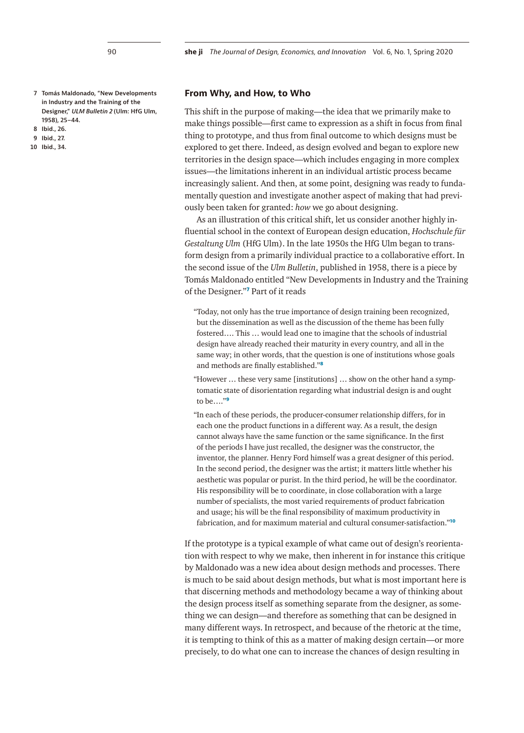## From Why, and How, to Who

This shift in the purpose of making—the idea that we primarily make to make things possible—first came to expression as a shift in focus from final thing to prototype, and thus from final outcome to which designs must be explored to get there. Indeed, as design evolved and began to explore new territories in the design space—which includes engaging in more complex issues—the limitations inherent in an individual artistic process became increasingly salient. And then, at some point, designing was ready to fundamentally question and investigate another aspect of making that had previously been taken for granted: *how* we go about designing.

As an illustration of this critical shift, let us consider another highly influential school in the context of European design education, *Hochschule für Gestaltung Ulm* (HfG Ulm). In the late 1950s the HfG Ulm began to transform design from a primarily individual practice to a collaborative effort. In the second issue of the *Ulm Bulletin*, published in 1958, there is a piece by Tomás Maldonado entitled "New Developments in Industry and the Training of the Designer."[7] Part of it reads

> "Today, not only has the true importance of design training been recognized, but the dissemination as well as the discussion of the theme has been fully fostered…. This … would lead one to imagine that the schools of industrial design have already reached their maturity in every country, and all in the same way; in other words, that the question is one of institutions whose goals and methods are finally established."[8]

> "However … these very same [institutions] … show on the other hand a symptomatic state of disorientation regarding what industrial design is and ought to be…."[9]

> "In each of these periods, the producer-consumer relationship differs, for in each one the product functions in a different way. As a result, the design cannot always have the same function or the same significance. In the first of the periods I have just recalled, the designer was the constructor, the inventor, the planner. Henry Ford himself was a great designer of this period. In the second period, the designer was the artist; it matters little whether his aesthetic was popular or purist. In the third period, he will be the coordinator. His responsibility will be to coordinate, in close collaboration with a large number of specialists, the most varied requirements of product fabrication and usage; his will be the final responsibility of maximum productivity in fabrication, and for maximum material and cultural consumer-satisfaction."[10]

If the prototype is a typical example of what came out of design's reorientation with respect to why we make, then inherent in for instance this critique by Maldonado was a new idea about design methods and processes. There is much to be said about design methods, but what is most important here is that discerning methods and methodology became a way of thinking about the design process itself as something separate from the designer, as something we can design—and therefore as something that can be designed in many different ways. In retrospect, and because of the rhetoric at the time, it is tempting to think of this as a matter of making design certain—or more precisely, to do what one can to increase the chances of design resulting in

7 Tomás Maldonado, "New Developments in Industry and the Training of the Designer," *ULM Bulletin 2* (Ulm: HfG Ulm, 1958), 25–44.

8 Ibid., 26.

9 Ibid., 27.

10 Ibid., 34.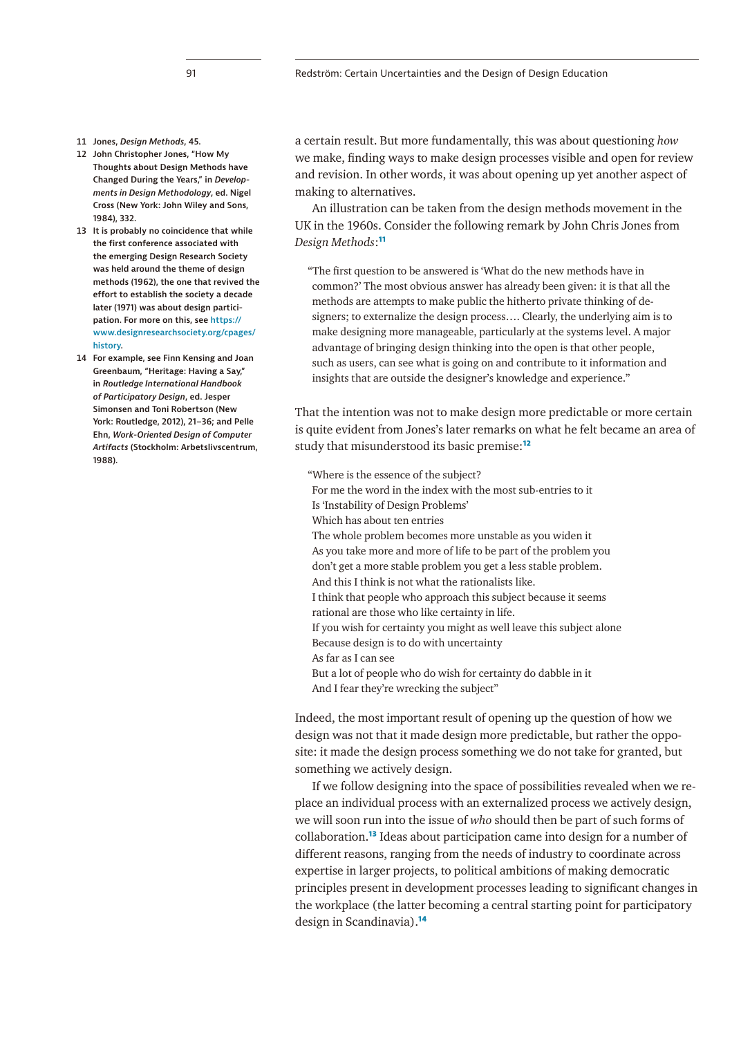a certain result. But more fundamentally, this was about questioning *how* we make, finding ways to make design processes visible and open for review and revision. In other words, it was about opening up yet another aspect of making to alternatives.

An illustration can be taken from the design methods movement in the UK in the 1960s. Consider the following remark by John Chris Jones from *Design Methods*:[11]

> "The first question to be answered is 'What do the new methods have in common?' The most obvious answer has already been given: it is that all the methods are attempts to make public the hitherto private thinking of designers; to externalize the design process.... Clearly, the underlying aim is to make designing more manageable, particularly at the systems level. A major advantage of bringing design thinking into the open is that other people, such as users, can see what is going on and contribute to it information and insights that are outside the designer's knowledge and experience."

That the intention was not to make design more predictable or more certain is quite evident from Jones's later remarks on what he felt became an area of study that misunderstood its basic premise:[12]

> "Where is the essence of the subject?
> For me the word in the index with the most sub-entries to it
> Is 'Instability of Design Problems'
> Which has about ten entries
> The whole problem becomes more unstable as you widen it
> As you take more and more of life to be part of the problem you don't get a more stable problem you get a less stable problem.
> And this I think is not what the rationalists like.
> I think that people who approach this subject because it seems rational are those who like certainty in life.
> If you wish for certainty you might as well leave this subject alone
> Because design is to do with uncertainty
> As far as I can see
> But a lot of people who do wish for certainty do dabble in it
> And I fear they're wrecking the subject"

Indeed, the most important result of opening up the question of how we design was not that it made design more predictable, but rather the opposite: it made the design process something we do not take for granted, but something we actively design.

If we follow designing into the space of possibilities revealed when we replace an individual process with an externalized process we actively design, we will soon run into the issue of *who* should then be part of such forms of collaboration.[13] Ideas about participation came into design for a number of different reasons, ranging from the needs of industry to coordinate across expertise in larger projects, to political ambitions of making democratic principles present in development processes leading to significant changes in the workplace (the latter becoming a central starting point for participatory design in Scandinavia).[14]

---

11 Jones, *Design Methods*, 45.

12 John Christopher Jones, "How My Thoughts about Design Methods have Changed During the Years," in *Developments in Design Methodology*, ed. Nigel Cross (New York: John Wiley and Sons, 1984), 332.

13 It is probably no coincidence that while the first conference associated with the emerging Design Research Society was held around the theme of design methods (1962), the one that revived the effort to establish the society a decade later (1971) was about design participation. For more on this, see https://www.designresearchsociety.org/cpages/history.

14 For example, see Finn Kensing and Joan Greenbaum, "Heritage: Having a Say," in *Routledge International Handbook of Participatory Design*, ed. Jesper Simonsen and Toni Robertson (New York: Routledge, 2012), 21–36; and Pelle Ehn, *Work-Oriented Design of Computer Artifacts* (Stockholm: Arbetslivscentrum, 1988).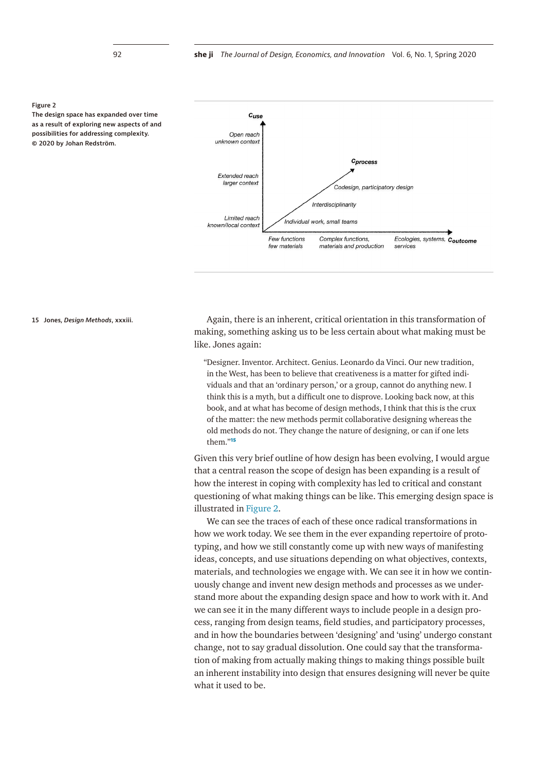Figure 2
The design space has expanded over time as a result of exploring new aspects of and possibilities for addressing complexity. © 2020 by Johan Redström.

$C_{use}$

Open reach unknown context

Extended reach larger context

Limited reach known/local context

$C_{process}$

Codesign, participatory design

Interdisciplinarity

Individual work, small teams

Few functions few materials

Complex functions, materials and production

Ecologies, systems, services

$C_{outcome}$

Again, there is an inherent, critical orientation in this transformation of making, something asking us to be less certain about what making must be like. Jones again:

> "Designer. Inventor. Architect. Genius. Leonardo da Vinci. Our new tradition, in the West, has been to believe that creativeness is a matter for gifted individuals and that an 'ordinary person,' or a group, cannot do anything new. I think this is a myth, but a difficult one to disprove. Looking back now, at this book, and at what has become of design methods, I think that this is the crux of the matter: the new methods permit collaborative designing whereas the old methods do not. They change the nature of designing, or can if one lets them."[15]

Given this very brief outline of how design has been evolving, I would argue that a central reason the scope of design has been expanding is a result of how the interest in coping with complexity has led to critical and constant questioning of what making things can be like. This emerging design space is illustrated in Figure 2.

We can see the traces of each of these once radical transformations in how we work today. We see them in the ever expanding repertoire of prototyping, and how we still constantly come up with new ways of manifesting ideas, concepts, and use situations depending on what objectives, contexts, materials, and technologies we engage with. We can see it in how we continuously change and invent new design methods and processes as we understand more about the expanding design space and how to work with it. And we can see it in the many different ways to include people in a design process, ranging from design teams, field studies, and participatory processes, and in how the boundaries between 'designing' and 'using' undergo constant change, not to say gradual dissolution. One could say that the transformation of making from actually making things to making things possible built an inherent instability into design that ensures designing will never be quite what it used to be.

15 Jones, *Design Methods*, xxxiii.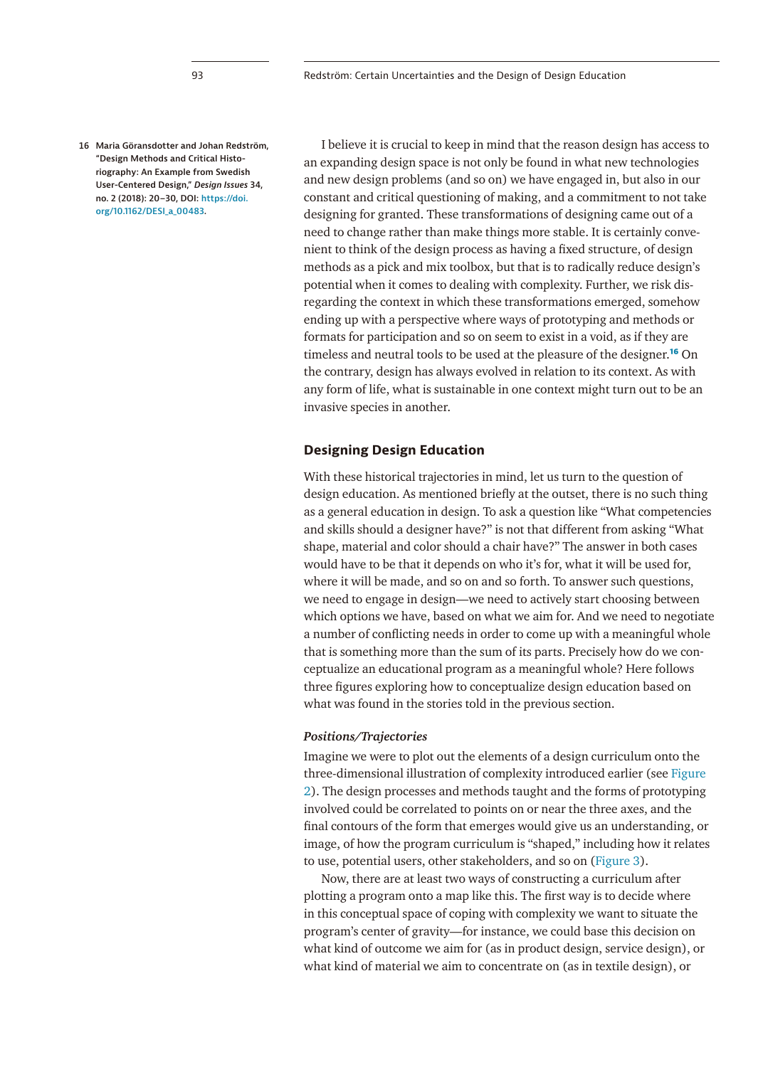I believe it is crucial to keep in mind that the reason design has access to an expanding design space is not only be found in what new technologies and new design problems (and so on) we have engaged in, but also in our constant and critical questioning of making, and a commitment to not take designing for granted. These transformations of designing came out of a need to change rather than make things more stable. It is certainly convenient to think of the design process as having a fixed structure, of design methods as a pick and mix toolbox, but that is to radically reduce design's potential when it comes to dealing with complexity. Further, we risk disregarding the context in which these transformations emerged, somehow ending up with a perspective where ways of prototyping and methods or formats for participation and so on seem to exist in a void, as if they are timeless and neutral tools to be used at the pleasure of the designer.[16] On the contrary, design has always evolved in relation to its context. As with any form of life, what is sustainable in one context might turn out to be an invasive species in another.

16 Maria Göransdotter and Johan Redström, "Design Methods and Critical Historiography: An Example from Swedish User-Centered Design," *Design Issues* 34, no. 2 (2018): 20–30, DOI: https://doi.org/10.1162/DESI_a_00483.

## Designing Design Education

With these historical trajectories in mind, let us turn to the question of design education. As mentioned briefly at the outset, there is no such thing as a general education in design. To ask a question like "What competencies and skills should a designer have?" is not that different from asking "What shape, material and color should a chair have?" The answer in both cases would have to be that it depends on who it's for, what it will be used for, where it will be made, and so on and so forth. To answer such questions, we need to engage in design—we need to actively start choosing between which options we have, based on what we aim for. And we need to negotiate a number of conflicting needs in order to come up with a meaningful whole that is something more than the sum of its parts. Precisely how do we conceptualize an educational program as a meaningful whole? Here follows three figures exploring how to conceptualize design education based on what was found in the stories told in the previous section.

### *Positions/Trajectories*

Imagine we were to plot out the elements of a design curriculum onto the three-dimensional illustration of complexity introduced earlier (see Figure 2). The design processes and methods taught and the forms of prototyping involved could be correlated to points on or near the three axes, and the final contours of the form that emerges would give us an understanding, or image, of how the program curriculum is "shaped," including how it relates to use, potential users, other stakeholders, and so on (Figure 3).

Now, there are at least two ways of constructing a curriculum after plotting a program onto a map like this. The first way is to decide where in this conceptual space of coping with complexity we want to situate the program's center of gravity—for instance, we could base this decision on what kind of outcome we aim for (as in product design, service design), or what kind of material we aim to concentrate on (as in textile design), or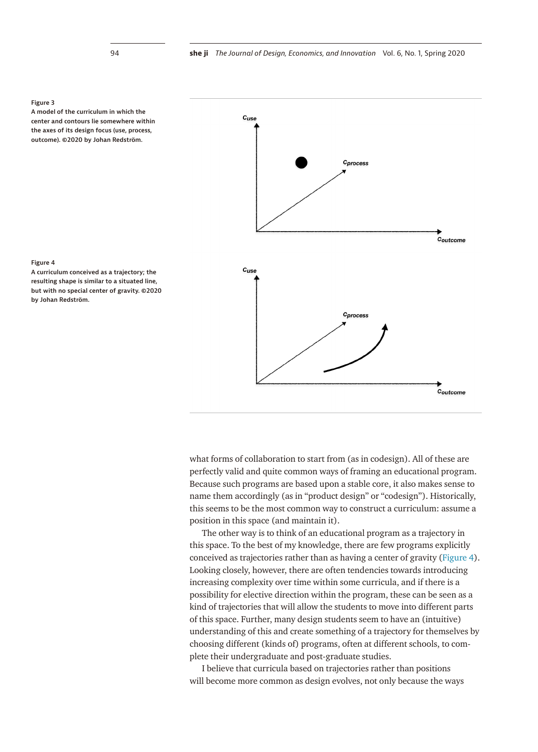**Figure 3**
A model of the curriculum in which the center and contours lie somewhere within the axes of its design focus (use, process, outcome). ©2020 by Johan Redström.

**Figure 4**
A curriculum conceived as a trajectory; the resulting shape is similar to a situated line, but with no special center of gravity. ©2020 by Johan Redström.

what forms of collaboration to start from (as in codesign). All of these are perfectly valid and quite common ways of framing an educational program. Because such programs are based upon a stable core, it also makes sense to name them accordingly (as in "product design" or "codesign"). Historically, this seems to be the most common way to construct a curriculum: assume a position in this space (and maintain it).

The other way is to think of an educational program as a trajectory in this space. To the best of my knowledge, there are few programs explicitly conceived as trajectories rather than as having a center of gravity (Figure 4). Looking closely, however, there are often tendencies towards introducing increasing complexity over time within some curricula, and if there is a possibility for elective direction within the program, these can be seen as a kind of trajectories that will allow the students to move into different parts of this space. Further, many design students seem to have an (intuitive) understanding of this and create something of a trajectory for themselves by choosing different (kinds of) programs, often at different schools, to complete their undergraduate and post-graduate studies.

I believe that curricula based on trajectories rather than positions will become more common as design evolves, not only because the ways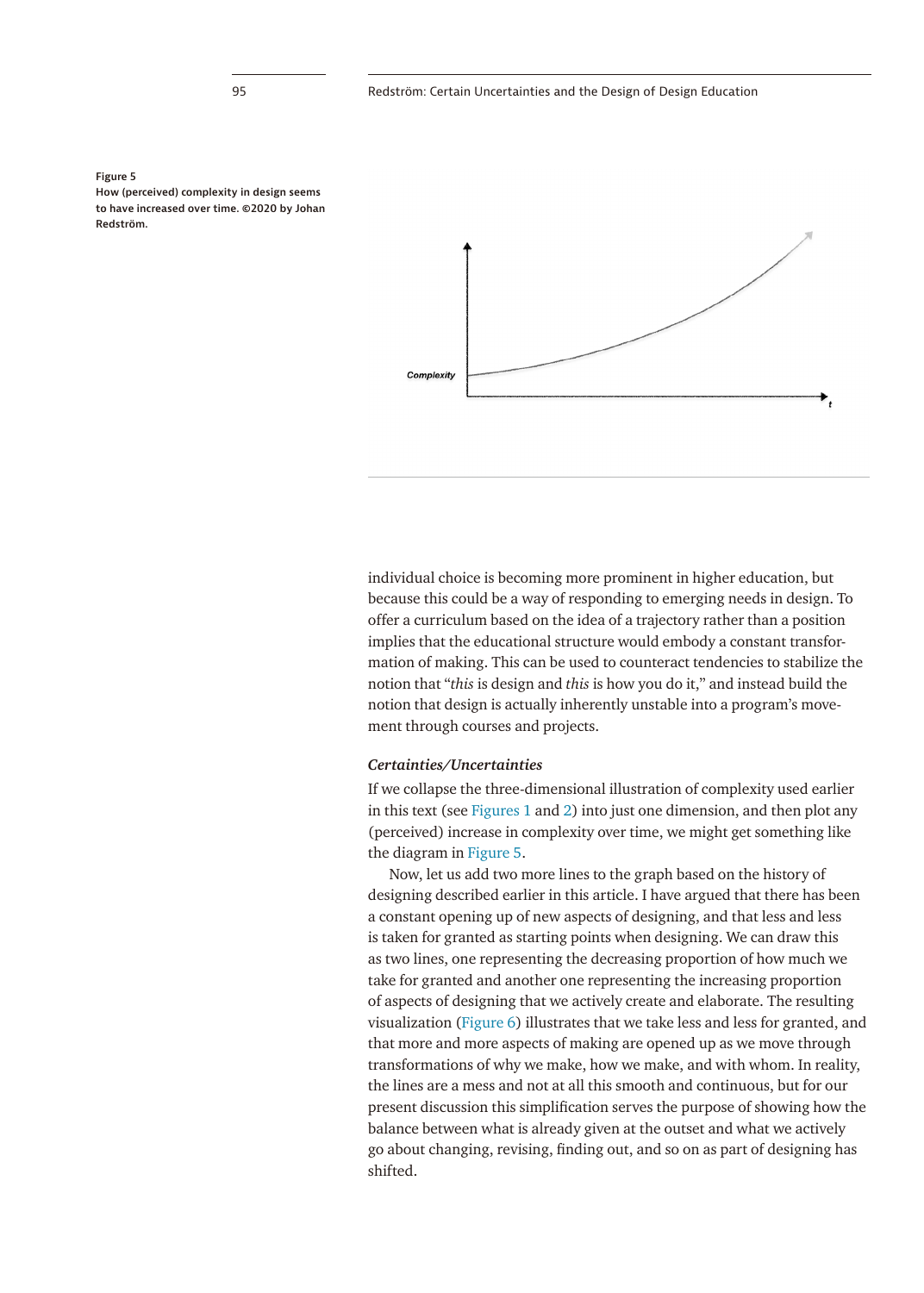Figure 5
How (perceived) complexity in design seems to have increased over time. ©2020 by Johan Redström.

individual choice is becoming more prominent in higher education, but because this could be a way of responding to emerging needs in design. To offer a curriculum based on the idea of a trajectory rather than a position implies that the educational structure would embody a constant transformation of making. This can be used to counteract tendencies to stabilize the notion that "*this* is design and *this* is how you do it," and instead build the notion that design is actually inherently unstable into a program's movement through courses and projects.

### *Certainties/Uncertainties*

If we collapse the three-dimensional illustration of complexity used earlier in this text (see Figures 1 and 2) into just one dimension, and then plot any (perceived) increase in complexity over time, we might get something like the diagram in Figure 5.

Now, let us add two more lines to the graph based on the history of designing described earlier in this article. I have argued that there has been a constant opening up of new aspects of designing, and that less and less is taken for granted as starting points when designing. We can draw this as two lines, one representing the decreasing proportion of how much we take for granted and another one representing the increasing proportion of aspects of designing that we actively create and elaborate. The resulting visualization (Figure 6) illustrates that we take less and less for granted, and that more and more aspects of making are opened up as we move through transformations of why we make, how we make, and with whom. In reality, the lines are a mess and not at all this smooth and continuous, but for our present discussion this simplification serves the purpose of showing how the balance between what is already given at the outset and what we actively go about changing, revising, finding out, and so on as part of designing has shifted.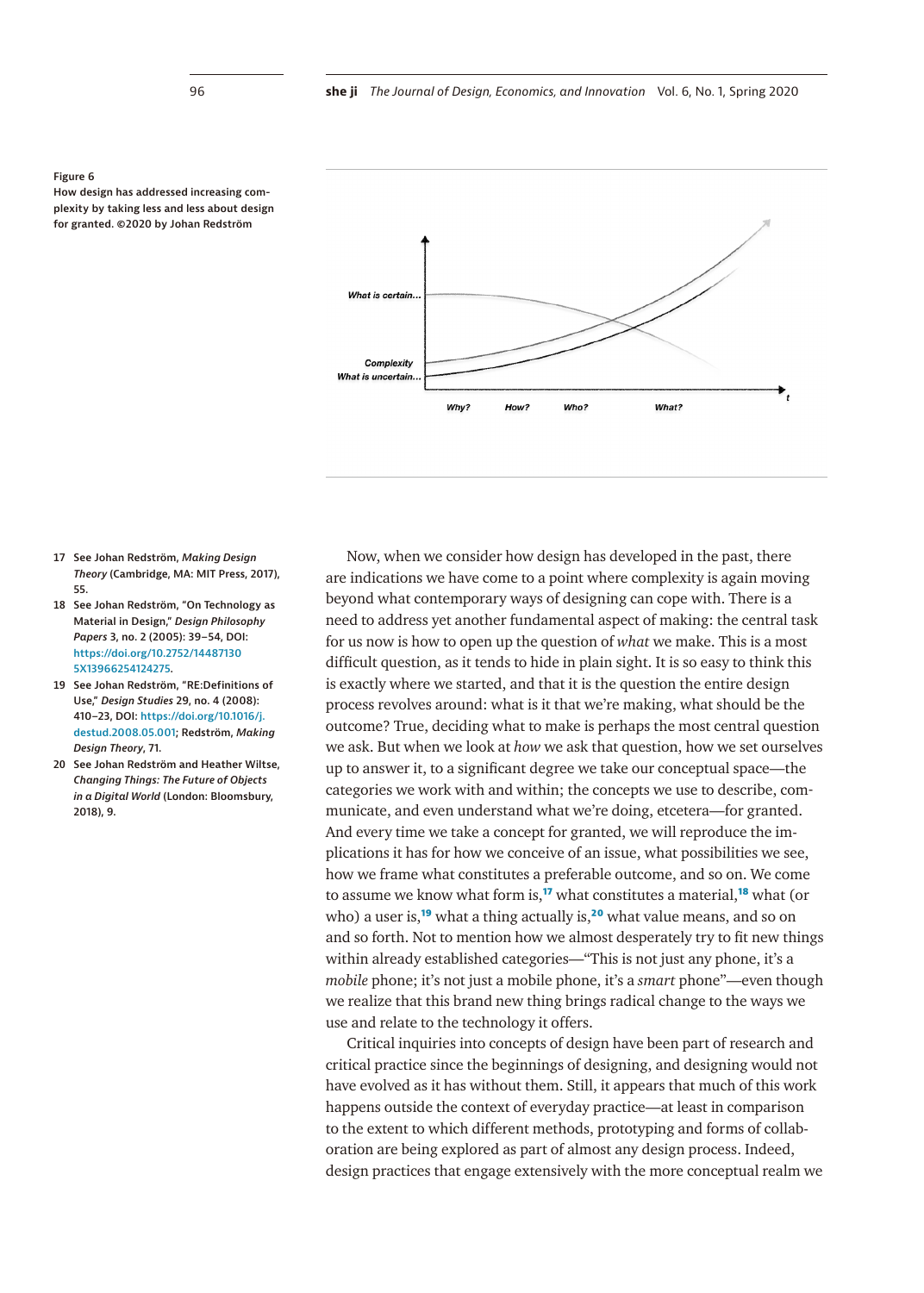Figure 6
How design has addressed increasing complexity by taking less and less about design for granted. ©2020 by Johan Redström

What is certain...

Complexity

What is uncertain...

Why?

How?

Who?

What?

t

Now, when we consider how design has developed in the past, there are indications we have come to a point where complexity is again moving beyond what contemporary ways of designing can cope with. There is a need to address yet another fundamental aspect of making: the central task for us now is how to open up the question of *what* we make. This is a most difficult question, as it tends to hide in plain sight. It is so easy to think this is exactly where we started, and that it is the question the entire design process revolves around: what is it that we're making, what should be the outcome? True, deciding what to make is perhaps the most central question we ask. But when we look at *how* we ask that question, how we set ourselves up to answer it, to a significant degree we take our conceptual space—the categories we work with and within; the concepts we use to describe, communicate, and even understand what we're doing, etcetera—for granted. And every time we take a concept for granted, we will reproduce the implications it has for how we conceive of an issue, what possibilities we see, how we frame what constitutes a preferable outcome, and so on. We come to assume we know what form is,[17] what constitutes a material,[18] what (or who) a user is,[19] what a thing actually is,[20] what value means, and so on and so forth. Not to mention how we almost desperately try to fit new things within already established categories—"This is not just any phone, it's a *mobile* phone; it's not just a mobile phone, it's a *smart* phone"—even though we realize that this brand new thing brings radical change to the ways we use and relate to the technology it offers.

Critical inquiries into concepts of design have been part of research and critical practice since the beginnings of designing, and designing would not have evolved as it has without them. Still, it appears that much of this work happens outside the context of everyday practice—at least in comparison to the extent to which different methods, prototyping and forms of collaboration are being explored as part of almost any design process. Indeed, design practices that engage extensively with the more conceptual realm we

17 See Johan Redström, *Making Design Theory* (Cambridge, MA: MIT Press, 2017), 55.

18 See Johan Redström, "On Technology as Material in Design," *Design Philosophy Papers* 3, no. 2 (2005): 39–54, DOI: https://doi.org/10.2752/144871305X13966254124275.

19 See Johan Redström, "RE:Definitions of Use," *Design Studies* 29, no. 4 (2008): 410–23, DOI: https://doi.org/10.1016/j.destud.2008.05.001; Redström, *Making Design Theory*, 71.

20 See Johan Redström and Heather Wiltse, *Changing Things: The Future of Objects in a Digital World* (London: Bloomsbury, 2018), 9.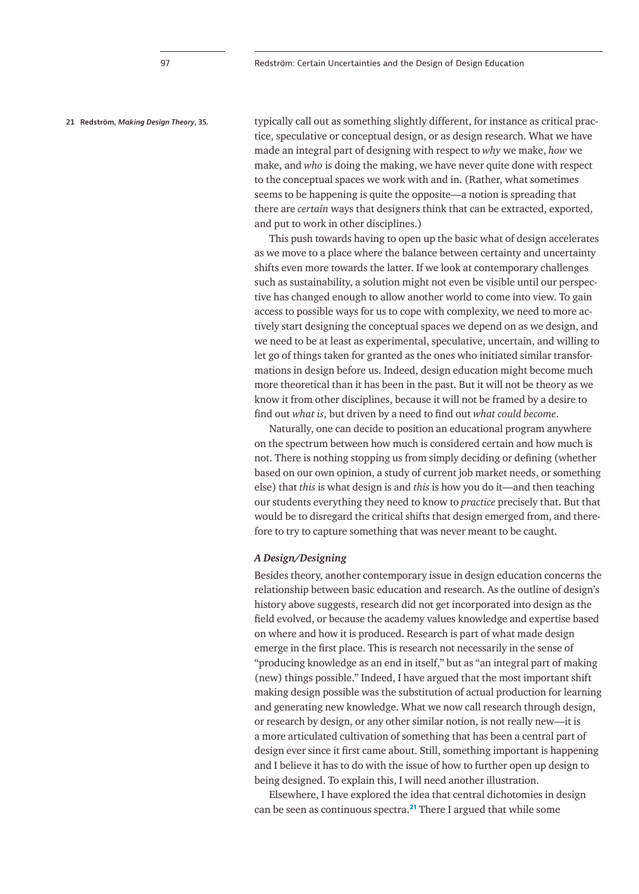typically call out as something slightly different, for instance as critical practice, speculative or conceptual design, or as design research. What we have made an integral part of designing with respect to *why* we make, *how* we make, and *who* is doing the making, we have never quite done with respect to the conceptual spaces we work with and in. (Rather, what sometimes seems to be happening is quite the opposite—a notion is spreading that there are *certain* ways that designers think that can be extracted, exported, and put to work in other disciplines.)

This push towards having to open up the basic what of design accelerates as we move to a place where the balance between certainty and uncertainty shifts even more towards the latter. If we look at contemporary challenges such as sustainability, a solution might not even be visible until our perspective has changed enough to allow another world to come into view. To gain access to possible ways for us to cope with complexity, we need to more actively start designing the conceptual spaces we depend on as we design, and we need to be at least as experimental, speculative, uncertain, and willing to let go of things taken for granted as the ones who initiated similar transformations in design before us. Indeed, design education might become much more theoretical than it has been in the past. But it will not be theory as we know it from other disciplines, because it will not be framed by a desire to find out *what is*, but driven by a need to find out *what could become*.

Naturally, one can decide to position an educational program anywhere on the spectrum between how much is considered certain and how much is not. There is nothing stopping us from simply deciding or defining (whether based on our own opinion, a study of current job market needs, or something else) that *this* is what design is and *this* is how you do it—and then teaching our students everything they need to know to *practice* precisely that. But that would be to disregard the critical shifts that design emerged from, and therefore to try to capture something that was never meant to be caught.

### *A Design/Designing*

Besides theory, another contemporary issue in design education concerns the relationship between basic education and research. As the outline of design's history above suggests, research did not get incorporated into design as the field evolved, or because the academy values knowledge and expertise based on where and how it is produced. Research is part of what made design emerge in the first place. This is research not necessarily in the sense of "producing knowledge as an end in itself," but as "an integral part of making (new) things possible." Indeed, I have argued that the most important shift making design possible was the substitution of actual production for learning and generating new knowledge. What we now call research through design, or research by design, or any other similar notion, is not really new—it is a more articulated cultivation of something that has been a central part of design ever since it first came about. Still, something important is happening and I believe it has to do with the issue of how to further open up design to being designed. To explain this, I will need another illustration.

Elsewhere, I have explored the idea that central dichotomies in design can be seen as continuous spectra.[21] There I argued that while some

21 Redström, *Making Design Theory*, 35.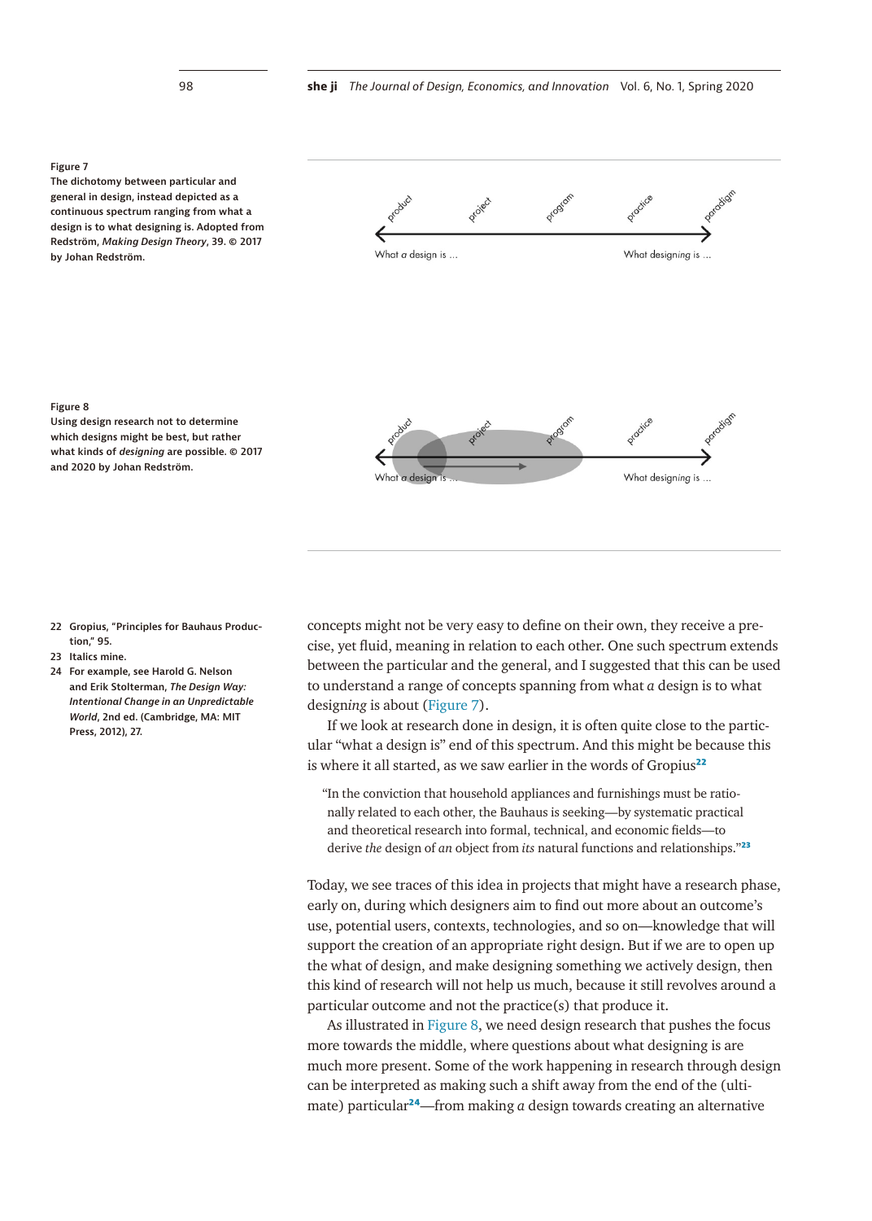Figure 7
The dichotomy between particular and general in design, instead depicted as a continuous spectrum ranging from what a design is to what designing is. Adopted from Redström, *Making Design Theory*, 39. © 2017 by Johan Redström.

Figure 8
Using design research not to determine which designs might be best, but rather what kinds of *designing* are possible. © 2017 and 2020 by Johan Redström.

concepts might not be very easy to define on their own, they receive a precise, yet fluid, meaning in relation to each other. One such spectrum extends between the particular and the general, and I suggested that this can be used to understand a range of concepts spanning from what *a* design is to what design*ing* is about (Figure 7).

If we look at research done in design, it is often quite close to the particular "what a design is" end of this spectrum. And this might be because this is where it all started, as we saw earlier in the words of Gropius[22]

> "In the conviction that household appliances and furnishings must be rationally related to each other, the Bauhaus is seeking—by systematic practical and theoretical research into formal, technical, and economic fields—to derive *the* design of *an* object from *its* natural functions and relationships."[23]

Today, we see traces of this idea in projects that might have a research phase, early on, during which designers aim to find out more about an outcome's use, potential users, contexts, technologies, and so on—knowledge that will support the creation of an appropriate right design. But if we are to open up the what of design, and make designing something we actively design, then this kind of research will not help us much, because it still revolves around a particular outcome and not the practice(s) that produce it.

As illustrated in Figure 8, we need design research that pushes the focus more towards the middle, where questions about what designing is are much more present. Some of the work happening in research through design can be interpreted as making such a shift away from the end of the (ultimate) particular[24]—from making *a* design towards creating an alternative

22 Gropius, "Principles for Bauhaus Production," 95.

23 Italics mine.

24 For example, see Harold G. Nelson and Erik Stolterman, *The Design Way: Intentional Change in an Unpredictable World*, 2nd ed. (Cambridge, MA: MIT Press, 2012), 27.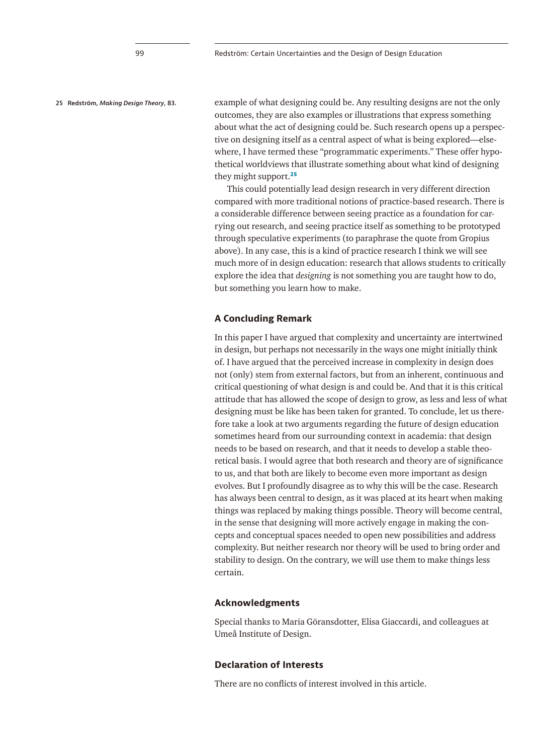example of what designing could be. Any resulting designs are not the only outcomes, they are also examples or illustrations that express something about what the act of designing could be. Such research opens up a perspective on designing itself as a central aspect of what is being explored—elsewhere, I have termed these "programmatic experiments." These offer hypothetical worldviews that illustrate something about what kind of designing they might support.[25]

25 Redström, *Making Design Theory*, 83.

This could potentially lead design research in very different direction compared with more traditional notions of practice-based research. There is a considerable difference between seeing practice as a foundation for carrying out research, and seeing practice itself as something to be prototyped through speculative experiments (to paraphrase the quote from Gropius above). In any case, this is a kind of practice research I think we will see much more of in design education: research that allows students to critically explore the idea that *designing* is not something you are taught how to do, but something you learn how to make.

## A Concluding Remark

In this paper I have argued that complexity and uncertainty are intertwined in design, but perhaps not necessarily in the ways one might initially think of. I have argued that the perceived increase in complexity in design does not (only) stem from external factors, but from an inherent, continuous and critical questioning of what design is and could be. And that it is this critical attitude that has allowed the scope of design to grow, as less and less of what designing must be like has been taken for granted. To conclude, let us therefore take a look at two arguments regarding the future of design education sometimes heard from our surrounding context in academia: that design needs to be based on research, and that it needs to develop a stable theoretical basis. I would agree that both research and theory are of significance to us, and that both are likely to become even more important as design evolves. But I profoundly disagree as to why this will be the case. Research has always been central to design, as it was placed at its heart when making things was replaced by making things possible. Theory will become central, in the sense that designing will more actively engage in making the concepts and conceptual spaces needed to open new possibilities and address complexity. But neither research nor theory will be used to bring order and stability to design. On the contrary, we will use them to make things less certain.

## Acknowledgments

Special thanks to Maria Göransdotter, Elisa Giaccardi, and colleagues at Umeå Institute of Design.

## Declaration of Interests

There are no conflicts of interest involved in this article.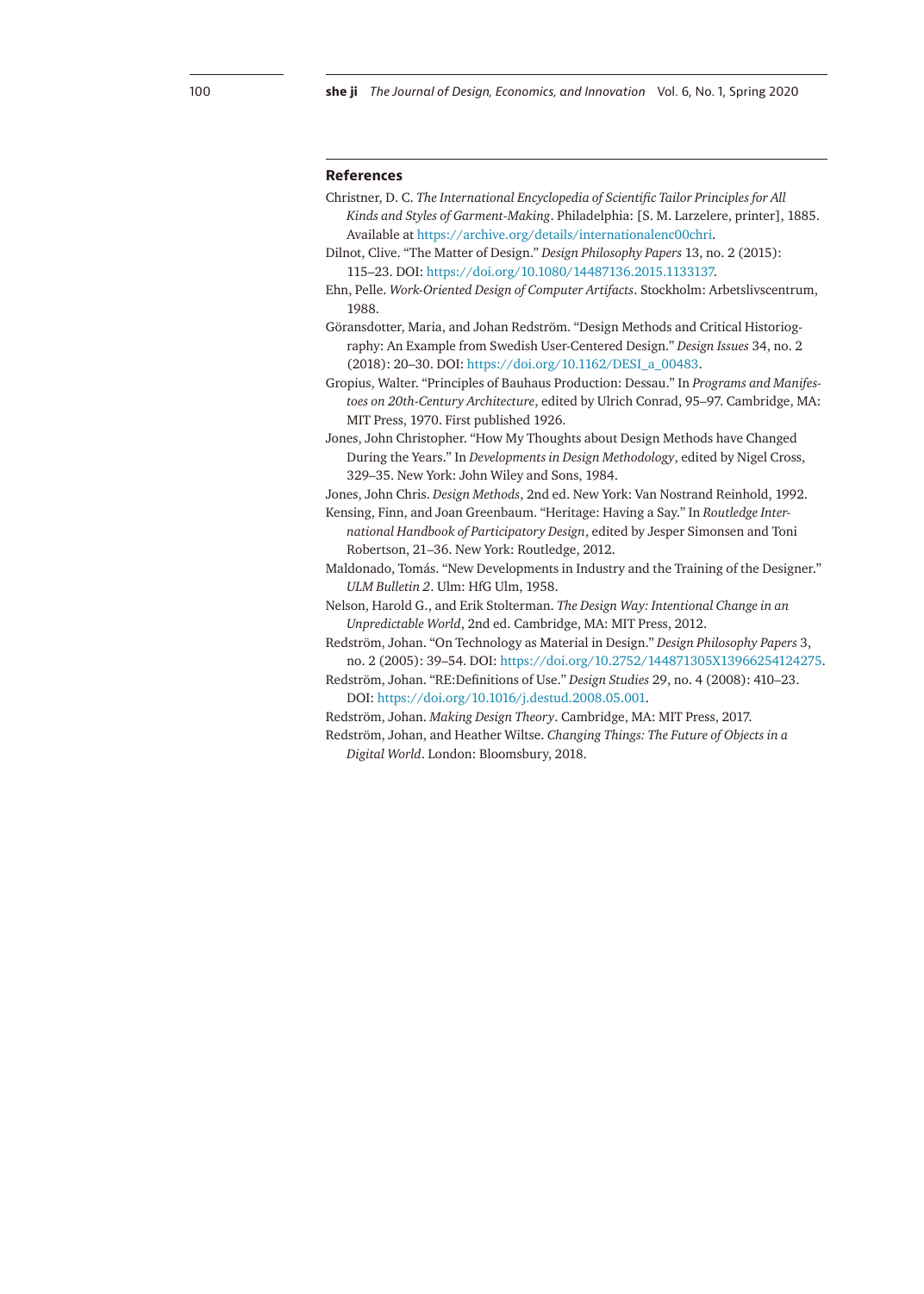## References

Christner, D. C. *The International Encyclopedia of Scientific Tailor Principles for All Kinds and Styles of Garment-Making*. Philadelphia: [S. M. Larzelere, printer], 1885. Available at https://archive.org/details/internationalenc00chri.

Dilnot, Clive. "The Matter of Design." *Design Philosophy Papers* 13, no. 2 (2015): 115–23. DOI: https://doi.org/10.1080/14487136.2015.1133137.

Ehn, Pelle. *Work-Oriented Design of Computer Artifacts*. Stockholm: Arbetslivscentrum, 1988.

Göransdotter, Maria, and Johan Redström. "Design Methods and Critical Historiography: An Example from Swedish User-Centered Design." *Design Issues* 34, no. 2 (2018): 20–30. DOI: https://doi.org/10.1162/DESI_a_00483.

Gropius, Walter. "Principles of Bauhaus Production: Dessau." In *Programs and Manifestoes on 20th-Century Architecture*, edited by Ulrich Conrad, 95–97. Cambridge, MA: MIT Press, 1970. First published 1926.

Jones, John Christopher. "How My Thoughts about Design Methods have Changed During the Years." In *Developments in Design Methodology*, edited by Nigel Cross, 329–35. New York: John Wiley and Sons, 1984.

Jones, John Chris. *Design Methods*, 2nd ed. New York: Van Nostrand Reinhold, 1992.

Kensing, Finn, and Joan Greenbaum. "Heritage: Having a Say." In *Routledge International Handbook of Participatory Design*, edited by Jesper Simonsen and Toni Robertson, 21–36. New York: Routledge, 2012.

Maldonado, Tomás. "New Developments in Industry and the Training of the Designer." *ULM Bulletin 2*. Ulm: HfG Ulm, 1958.

Nelson, Harold G., and Erik Stolterman. *The Design Way: Intentional Change in an Unpredictable World*, 2nd ed. Cambridge, MA: MIT Press, 2012.

Redström, Johan. "On Technology as Material in Design." *Design Philosophy Papers* 3, no. 2 (2005): 39–54. DOI: https://doi.org/10.2752/144871305X13966254124275.

Redström, Johan. "RE:Definitions of Use." *Design Studies* 29, no. 4 (2008): 410–23. DOI: https://doi.org/10.1016/j.destud.2008.05.001.

Redström, Johan. *Making Design Theory*. Cambridge, MA: MIT Press, 2017.

Redström, Johan, and Heather Wiltse. *Changing Things: The Future of Objects in a Digital World*. London: Bloomsbury, 2018.